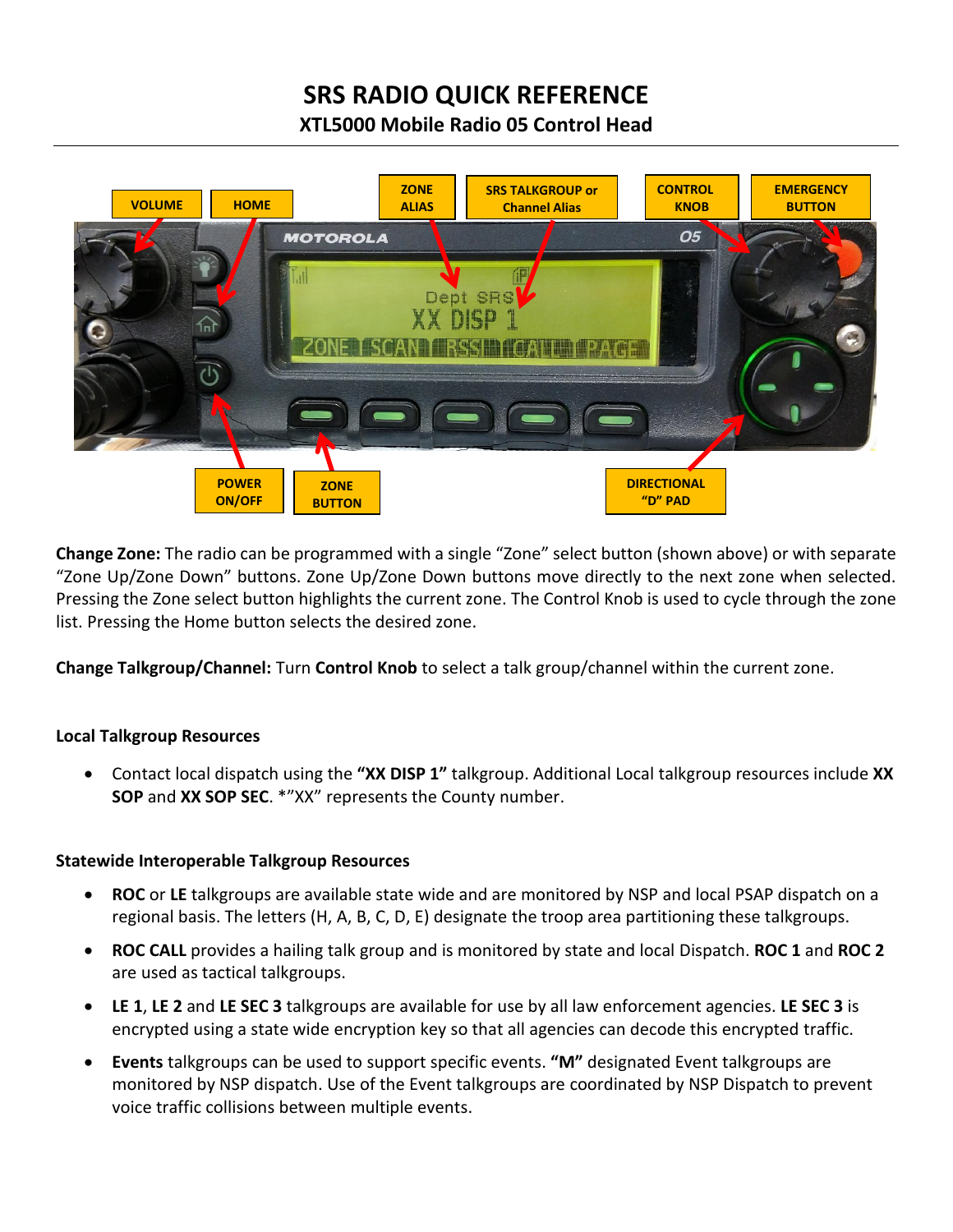# SRS RADIO QUICK REFERENCE

## XTL5000 Mobile Radio 05 Control Head

**Change Zone:** The radio can be programmed with a single "Zone" select button (shown above) or with separate "Zone Up/Zone Down" buttons. Zone Up/Zone Down buttons move directly to the next zone when selected. Pressing the Zone select button highlights the current zone. The Control Knob is used to cycle through the zone list. Pressing the Home button selects the desired zone.

**Change Talkgroup/Channel:** Turn **Control Knob** to select a talk group/channel within the current zone.

### Local Talkgroup Resources

- Contact local dispatch using the **"XX DISP 1"** talkgroup. Additional Local talkgroup resources include **XX SOP** and **XX SOP SEC**. *"XX" represents the County number.

### Statewide Interoperable Talkgroup Resources

- **ROC** or **LE** talkgroups are available state wide and are monitored by NSP and local PSAP dispatch on a regional basis. The letters (H, A, B, C, D, E) designate the troop area partitioning these talkgroups.
- **ROC CALL** provides a hailing talk group and is monitored by state and local Dispatch. **ROC 1** and **ROC 2** are used as tactical talkgroups.
- **LE 1**, **LE 2** and **LE SEC 3** talkgroups are available for use by all law enforcement agencies. **LE SEC 3** is encrypted using a state wide encryption key so that all agencies can decode this encrypted traffic.
- **Events** talkgroups can be used to support specific events. **"M"** designated Event talkgroups are monitored by NSP dispatch. Use of the Event talkgroups are coordinated by NSP Dispatch to prevent voice traffic collisions between multiple events.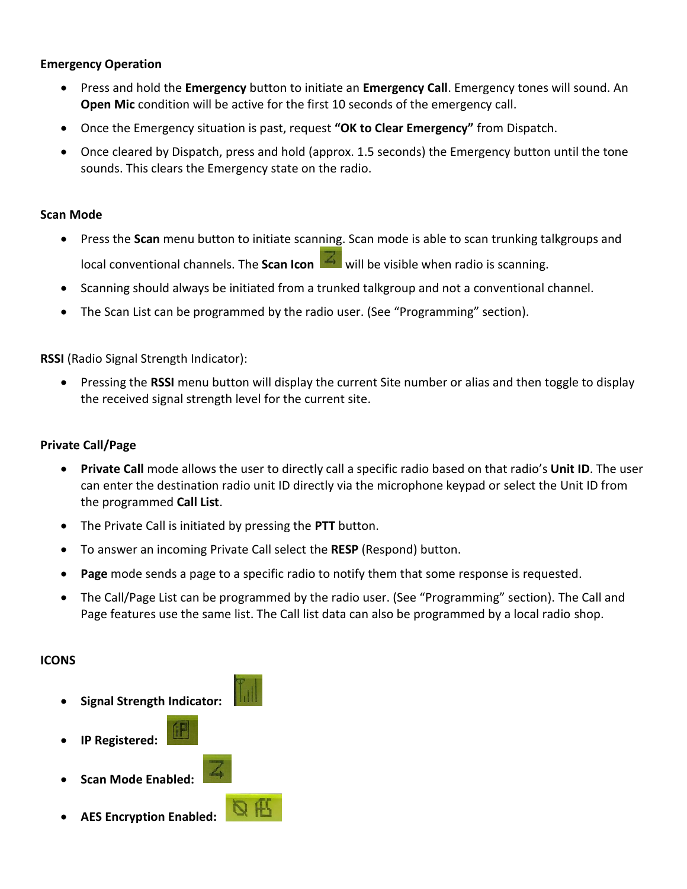**Emergency Operation**

- Press and hold the **Emergency** button to initiate an **Emergency Call**. Emergency tones will sound. An **Open Mic** condition will be active for the first 10 seconds of the emergency call.
- Once the Emergency situation is past, request **"OK to Clear Emergency"** from Dispatch.
- Once cleared by Dispatch, press and hold (approx. 1.5 seconds) the Emergency button until the tone sounds. This clears the Emergency state on the radio.

**Scan Mode**

- Press the **Scan** menu button to initiate scanning. Scan mode is able to scan trunking talkgroups and local conventional channels. The **Scan Icon** will be visible when radio is scanning.
- Scanning should always be initiated from a trunked talkgroup and not a conventional channel.
- The Scan List can be programmed by the radio user. (See "Programming" section).

**RSSI** (Radio Signal Strength Indicator):

- Pressing the **RSSI** menu button will display the current Site number or alias and then toggle to display the received signal strength level for the current site.

**Private Call/Page**

- **Private Call** mode allows the user to directly call a specific radio based on that radio's **Unit ID**. The user can enter the destination radio unit ID directly via the microphone keypad or select the Unit ID from the programmed **Call List**.
- The Private Call is initiated by pressing the **PTT** button.
- To answer an incoming Private Call select the **RESP** (Respond) button.
- **Page** mode sends a page to a specific radio to notify them that some response is requested.
- The Call/Page List can be programmed by the radio user. (See "Programming" section). The Call and Page features use the same list. The Call list data can also be programmed by a local radio shop.

**ICONS**

- **Signal Strength Indicator:**
- **IP Registered:**
- **Scan Mode Enabled:**
- **AES Encryption Enabled:**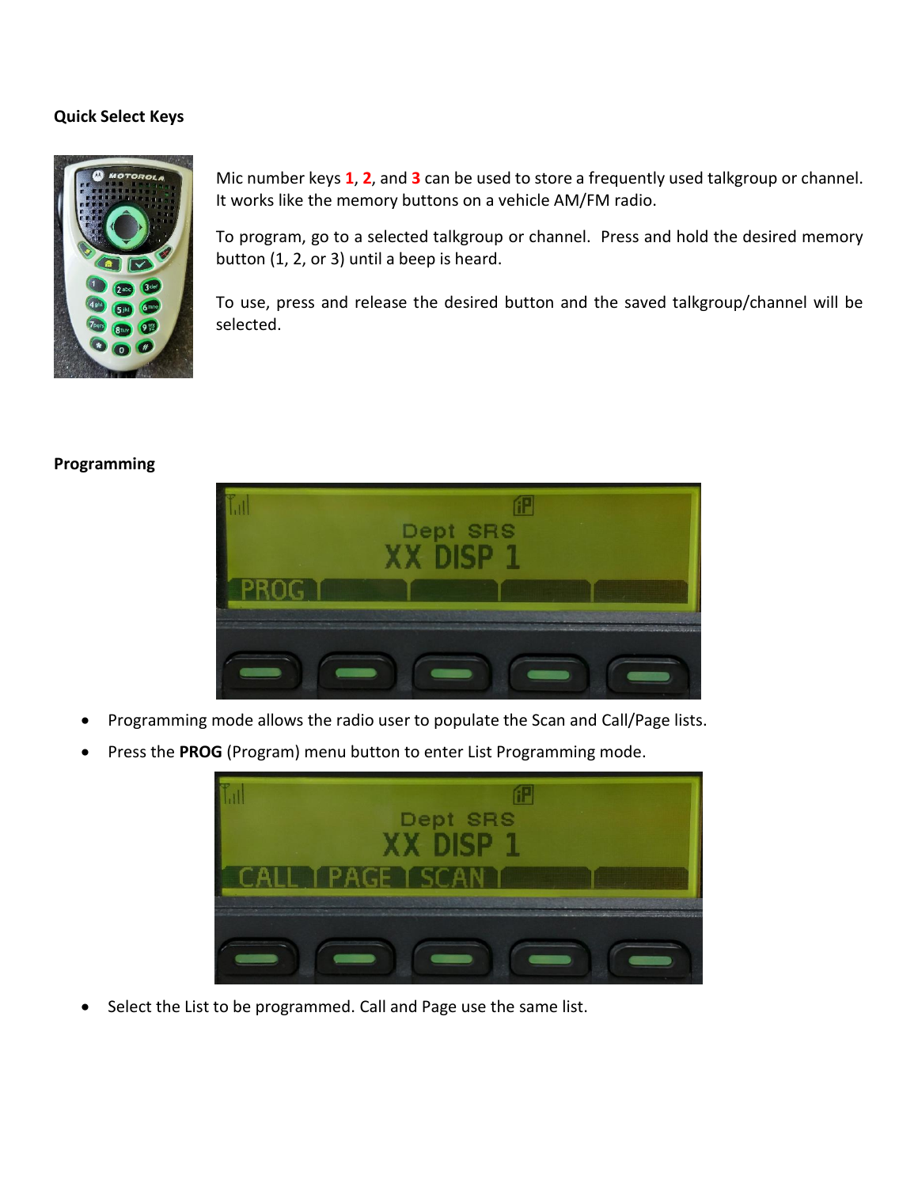**Quick Select Keys**

Mic number keys **1**, **2**, and **3** can be used to store a frequently used talkgroup or channel. It works like the memory buttons on a vehicle AM/FM radio.

To program, go to a selected talkgroup or channel. Press and hold the desired memory button (1, 2, or 3) until a beep is heard.

To use, press and release the desired button and the saved talkgroup/channel will be selected.

**Programming**

- Programming mode allows the radio user to populate the Scan and Call/Page lists.
- Press the **PROG** (Program) menu button to enter List Programming mode.

- Select the List to be programmed. Call and Page use the same list.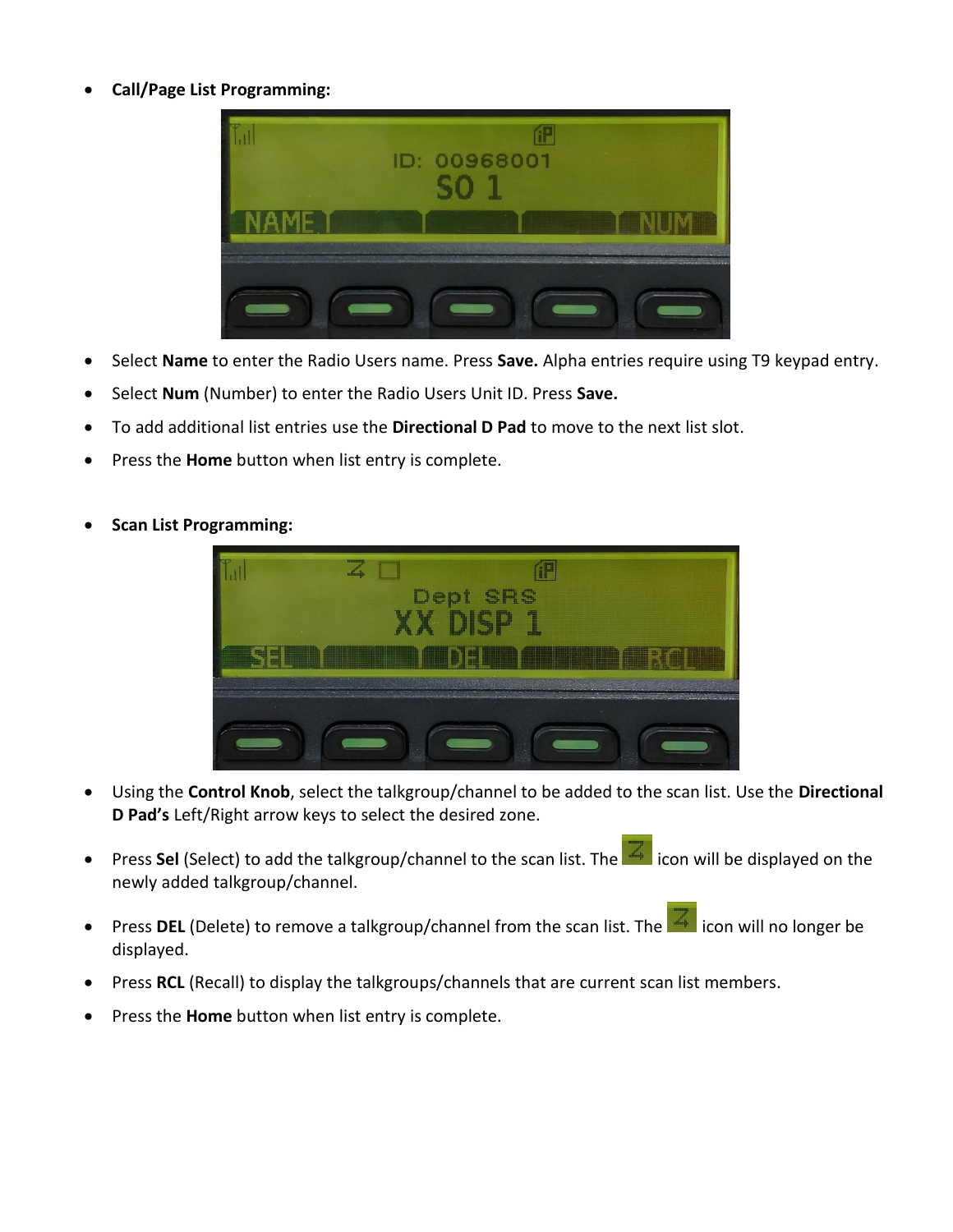- **Call/Page List Programming:**

- Select **Name** to enter the Radio Users name. Press **Save.** Alpha entries require using T9 keypad entry.
- Select **Num** (Number) to enter the Radio Users Unit ID. Press **Save.**
- To add additional list entries use the **Directional D Pad** to move to the next list slot.
- Press the **Home** button when list entry is complete.

- **Scan List Programming:**

- Using the **Control Knob**, select the talkgroup/channel to be added to the scan list. Use the **Directional D Pad's** Left/Right arrow keys to select the desired zone.
- Press **Sel** (Select) to add the talkgroup/channel to the scan list. The icon will be displayed on the newly added talkgroup/channel.
- Press **DEL** (Delete) to remove a talkgroup/channel from the scan list. The icon will no longer be displayed.
- Press **RCL** (Recall) to display the talkgroups/channels that are current scan list members.
- Press the **Home** button when list entry is complete.